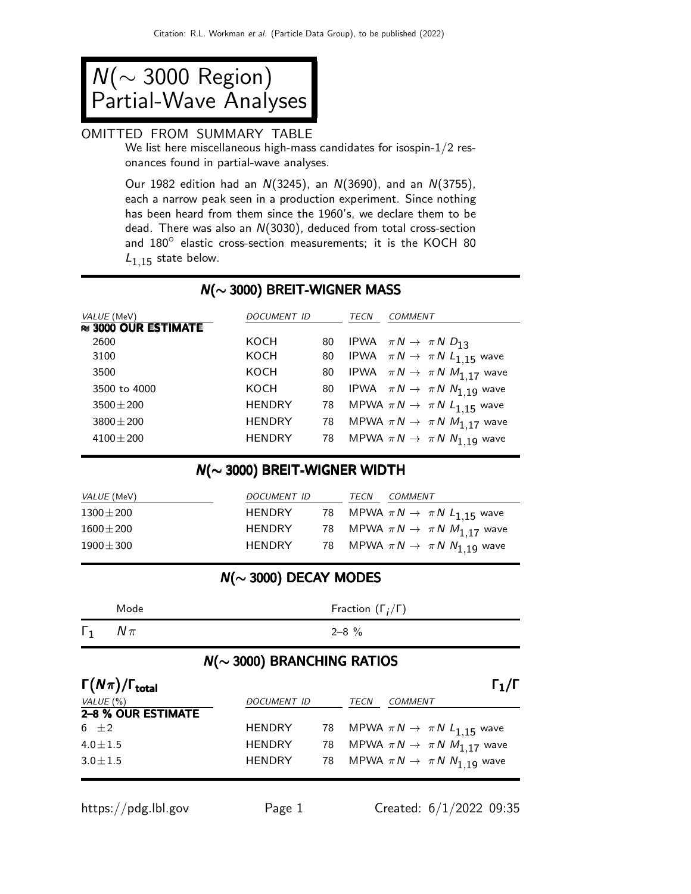# $N(\sim 3000$ Region) Partial-Wave Analyses

OMITTED FROM SUMMARY TABLE

We list here miscellaneous high-mass candidates for isospin-1/2 resonances found in partial-wave analyses.

Our 1982 edition had an $N(3245)$, an $N(3690)$, and an $N(3755)$, each a narrow peak seen in a production experiment. Since nothing has been heard from them since the 1960's, we declare them to be dead. There was also an $N(3030)$, deduced from total cross-section and 180° elastic cross-section measurements; it is the KOCH 80 $L_{1,15}$ state below.

## $N(\sim 3000)$ BREIT-WIGNER MASS

| VALUE (MeV) | DOCUMENT ID | | TECN | COMMENT |
|---|---|---|---|---|
| **≈ 3000 OUR ESTIMATE** | | | | |
| 2600 | KOCH | 80 | IPWA | $\pi N \to \pi N$ $D_{13}$ |
| 3100 | KOCH | 80 | IPWA | $\pi N \to \pi N$ $L_{1,15}$ wave |
| 3500 | KOCH | 80 | IPWA | $\pi N \to \pi N$ $M_{1,17}$ wave |
| 3500 to 4000 | KOCH | 80 | IPWA | $\pi N \to \pi N$ $N_{1,19}$ wave |
| 3500±200 | HENDRY | 78 | MPWA | $\pi N \to \pi N$ $L_{1,15}$ wave |
| 3800±200 | HENDRY | 78 | MPWA | $\pi N \to \pi N$ $M_{1,17}$ wave |
| 4100±200 | HENDRY | 78 | MPWA | $\pi N \to \pi N$ $N_{1,19}$ wave |

## $N(\sim 3000)$ BREIT-WIGNER WIDTH

| VALUE (MeV) | DOCUMENT ID | | TECN | COMMENT |
|---|---|---|---|---|
| 1300±200 | HENDRY | 78 | MPWA | $\pi N \to \pi N$ $L_{1,15}$ wave |
| 1600±200 | HENDRY | 78 | MPWA | $\pi N \to \pi N$ $M_{1,17}$ wave |
| 1900±300 | HENDRY | 78 | MPWA | $\pi N \to \pi N$ $N_{1,19}$ wave |

## $N(\sim 3000)$ DECAY MODES

| | Mode | Fraction $(\Gamma_i/\Gamma)$ |
|---|---|---|
| $\Gamma_1$ | $N\pi$ | 2–8 % |

## $N(\sim 3000)$ BRANCHING RATIOS

**$\Gamma(N\pi)/\Gamma_{\text{total}}$** $\qquad \Gamma_1/\Gamma$

| VALUE (%) | DOCUMENT ID | | TECN | COMMENT |
|---|---|---|---|---|
| **2–8 % OUR ESTIMATE** | | | | |
| 6 ±2 | HENDRY | 78 | MPWA | $\pi N \to \pi N$ $L_{1,15}$ wave |
| 4.0±1.5 | HENDRY | 78 | MPWA | $\pi N \to \pi N$ $M_{1,17}$ wave |
| 3.0±1.5 | HENDRY | 78 | MPWA | $\pi N \to \pi N$ $N_{1,19}$ wave |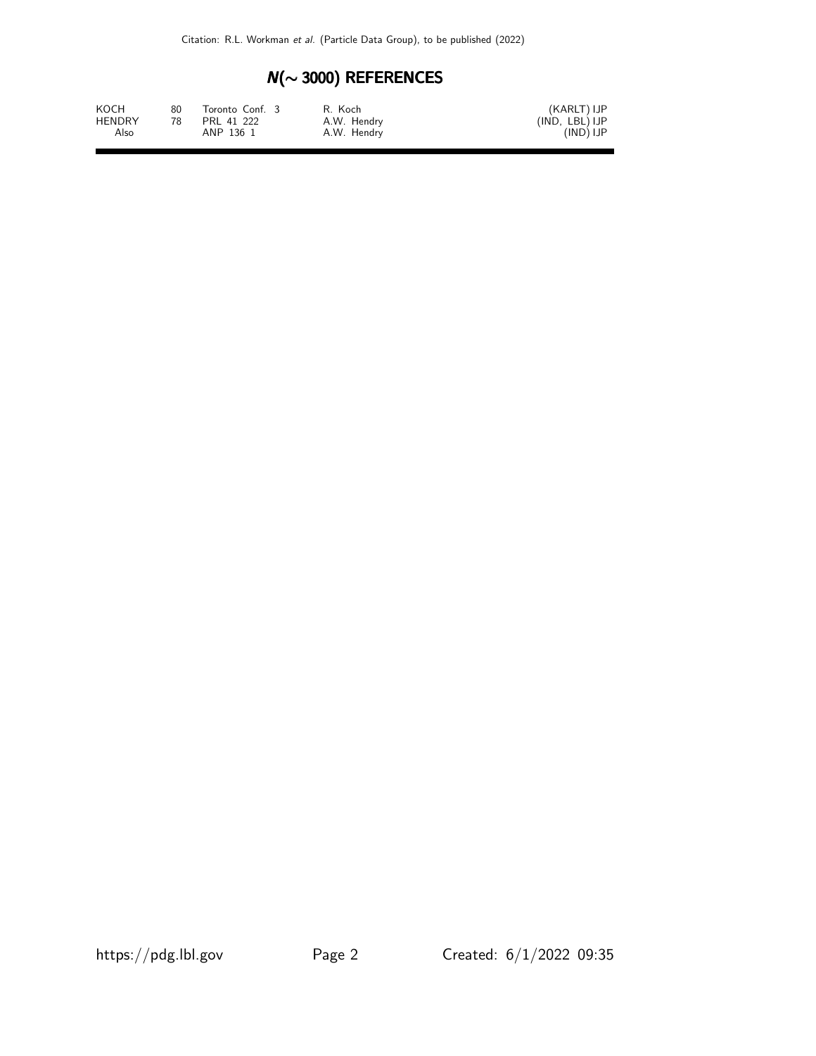## $N(\sim 3000)$ REFERENCES

| | | | | |
|---|---|---|---|---|
| KOCH | 80 | Toronto Conf. 3 | R. Koch | (KARLT) IJP |
| HENDRY | 78 | PRL 41 222 | A.W. Hendry | (IND, LBL) IJP |
| Also | | ANP 136 1 | A.W. Hendry | (IND) IJP |